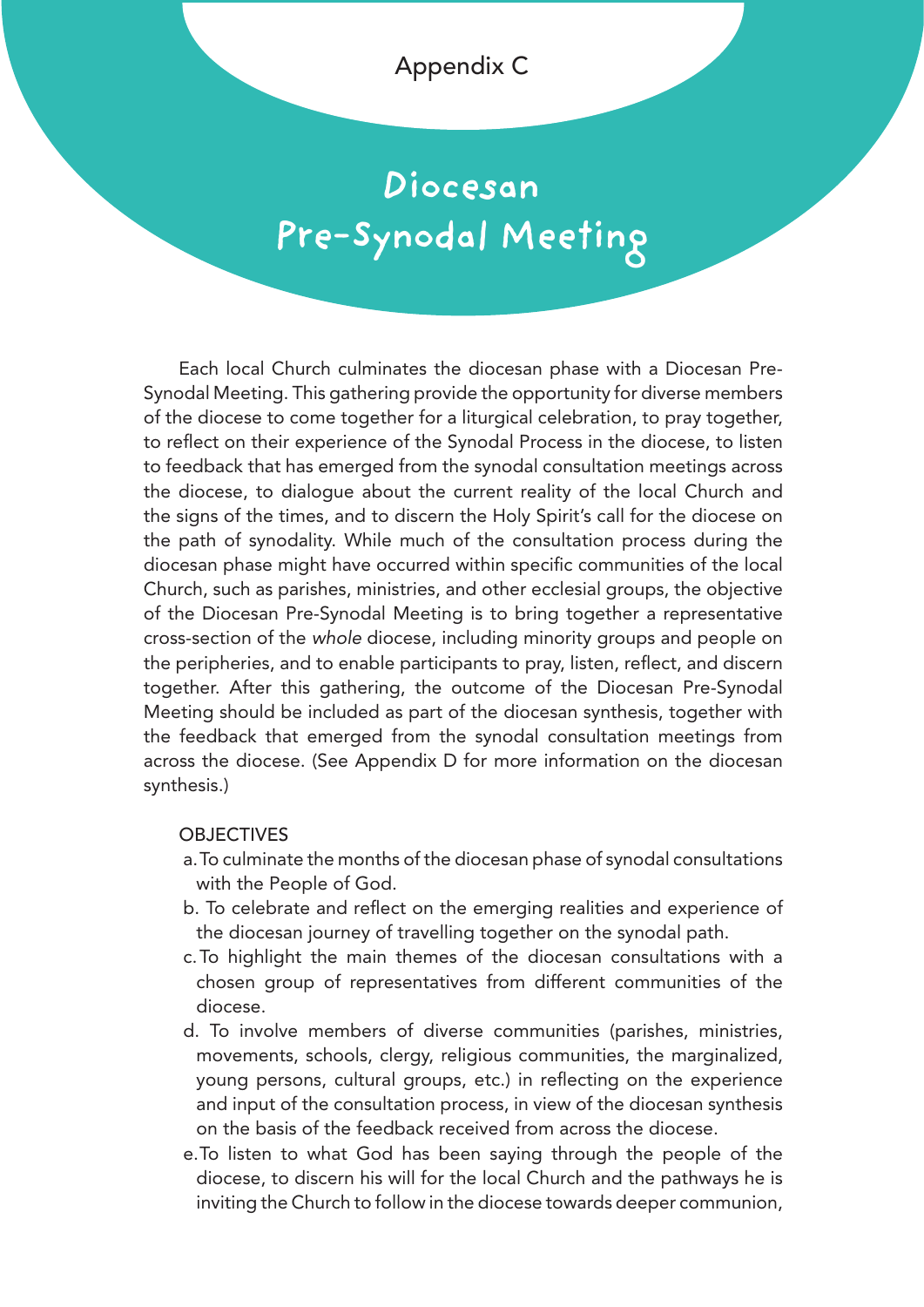Appendix C

# Diocesan Pre-Synodal Meeting

Each local Church culminates the diocesan phase with a Diocesan Pre-Synodal Meeting. This gathering provide the opportunity for diverse members of the diocese to come together for a liturgical celebration, to pray together, to reflect on their experience of the Synodal Process in the diocese, to listen to feedback that has emerged from the synodal consultation meetings across the diocese, to dialogue about the current reality of the local Church and the signs of the times, and to discern the Holy Spirit's call for the diocese on the path of synodality. While much of the consultation process during the diocesan phase might have occurred within specific communities of the local Church, such as parishes, ministries, and other ecclesial groups, the objective of the Diocesan Pre-Synodal Meeting is to bring together a representative cross-section of the *whole* diocese, including minority groups and people on the peripheries, and to enable participants to pray, listen, reflect, and discern together. After this gathering, the outcome of the Diocesan Pre-Synodal Meeting should be included as part of the diocesan synthesis, together with the feedback that emerged from the synodal consultation meetings from across the diocese. (See Appendix D for more information on the diocesan synthesis.)

OBJECTIVES

a. To culminate the months of the diocesan phase of synodal consultations with the People of God.

b. To celebrate and reflect on the emerging realities and experience of the diocesan journey of travelling together on the synodal path.

c. To highlight the main themes of the diocesan consultations with a chosen group of representatives from different communities of the diocese.

d. To involve members of diverse communities (parishes, ministries, movements, schools, clergy, religious communities, the marginalized, young persons, cultural groups, etc.) in reflecting on the experience and input of the consultation process, in view of the diocesan synthesis on the basis of the feedback received from across the diocese.

e. To listen to what God has been saying through the people of the diocese, to discern his will for the local Church and the pathways he is inviting the Church to follow in the diocese towards deeper communion,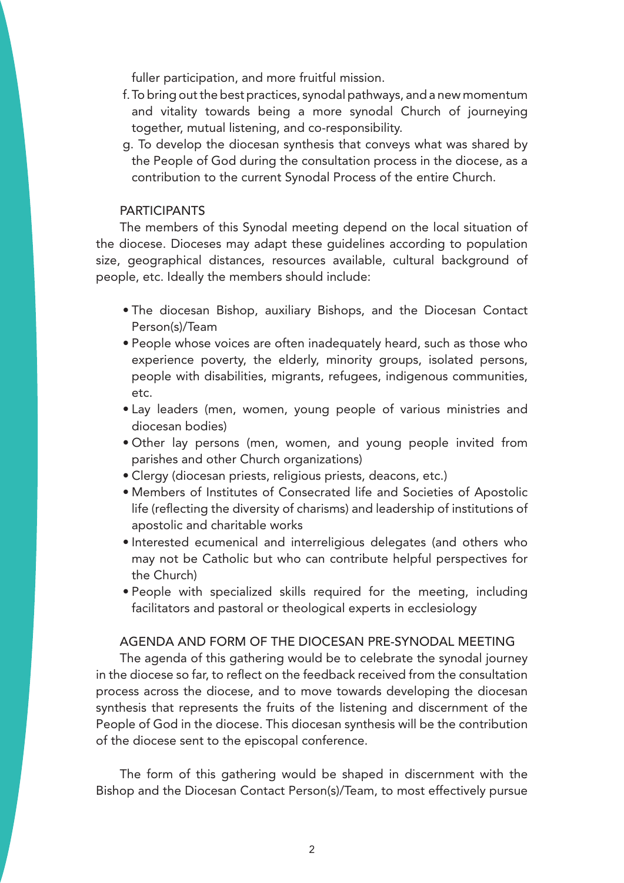fuller participation, and more fruitful mission.

f. To bring out the best practices, synodal pathways, and a new momentum and vitality towards being a more synodal Church of journeying together, mutual listening, and co-responsibility.

g. To develop the diocesan synthesis that conveys what was shared by the People of God during the consultation process in the diocese, as a contribution to the current Synodal Process of the entire Church.

## PARTICIPANTS

The members of this Synodal meeting depend on the local situation of the diocese. Dioceses may adapt these guidelines according to population size, geographical distances, resources available, cultural background of people, etc. Ideally the members should include:

- The diocesan Bishop, auxiliary Bishops, and the Diocesan Contact Person(s)/Team
- People whose voices are often inadequately heard, such as those who experience poverty, the elderly, minority groups, isolated persons, people with disabilities, migrants, refugees, indigenous communities, etc.
- Lay leaders (men, women, young people of various ministries and diocesan bodies)
- Other lay persons (men, women, and young people invited from parishes and other Church organizations)
- Clergy (diocesan priests, religious priests, deacons, etc.)
- Members of Institutes of Consecrated life and Societies of Apostolic life (reflecting the diversity of charisms) and leadership of institutions of apostolic and charitable works
- Interested ecumenical and interreligious delegates (and others who may not be Catholic but who can contribute helpful perspectives for the Church)
- People with specialized skills required for the meeting, including facilitators and pastoral or theological experts in ecclesiology

## AGENDA AND FORM OF THE DIOCESAN PRE-SYNODAL MEETING

The agenda of this gathering would be to celebrate the synodal journey in the diocese so far, to reflect on the feedback received from the consultation process across the diocese, and to move towards developing the diocesan synthesis that represents the fruits of the listening and discernment of the People of God in the diocese. This diocesan synthesis will be the contribution of the diocese sent to the episcopal conference.

The form of this gathering would be shaped in discernment with the Bishop and the Diocesan Contact Person(s)/Team, to most effectively pursue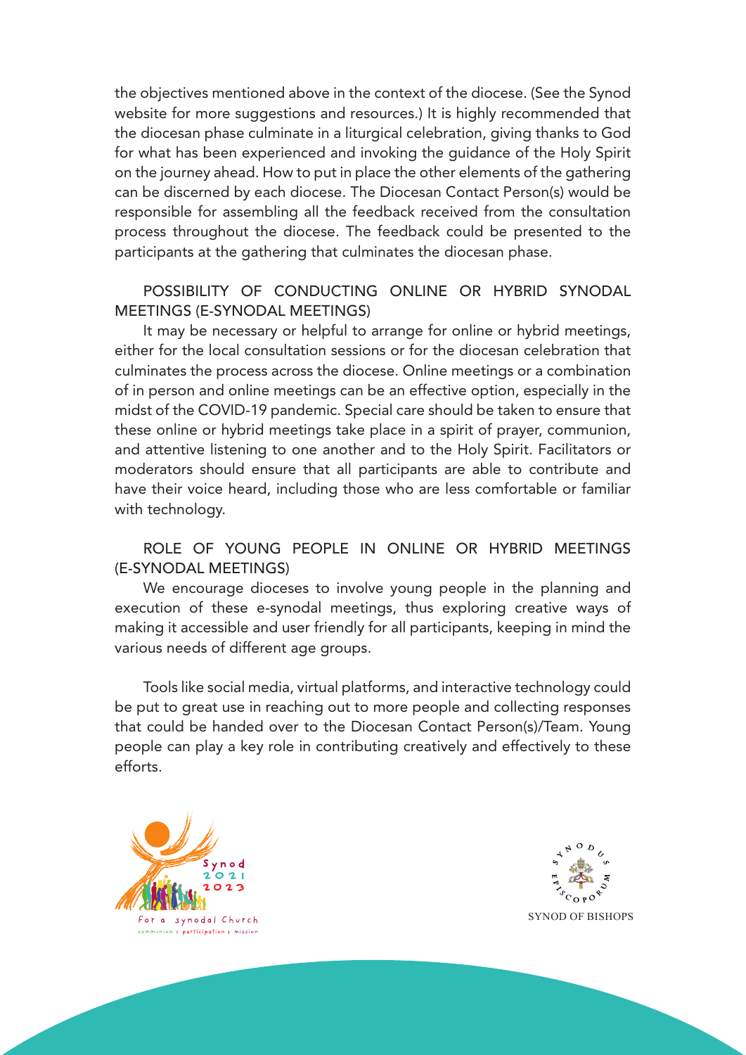the objectives mentioned above in the context of the diocese. (See the Synod website for more suggestions and resources.) It is highly recommended that the diocesan phase culminate in a liturgical celebration, giving thanks to God for what has been experienced and invoking the guidance of the Holy Spirit on the journey ahead. How to put in place the other elements of the gathering can be discerned by each diocese. The Diocesan Contact Person(s) would be responsible for assembling all the feedback received from the consultation process throughout the diocese. The feedback could be presented to the participants at the gathering that culminates the diocesan phase.

## POSSIBILITY OF CONDUCTING ONLINE OR HYBRID SYNODAL MEETINGS (E-SYNODAL MEETINGS)

It may be necessary or helpful to arrange for online or hybrid meetings, either for the local consultation sessions or for the diocesan celebration that culminates the process across the diocese. Online meetings or a combination of in person and online meetings can be an effective option, especially in the midst of the COVID-19 pandemic. Special care should be taken to ensure that these online or hybrid meetings take place in a spirit of prayer, communion, and attentive listening to one another and to the Holy Spirit. Facilitators or moderators should ensure that all participants are able to contribute and have their voice heard, including those who are less comfortable or familiar with technology.

## ROLE OF YOUNG PEOPLE IN ONLINE OR HYBRID MEETINGS (E-SYNODAL MEETINGS)

We encourage dioceses to involve young people in the planning and execution of these e-synodal meetings, thus exploring creative ways of making it accessible and user friendly for all participants, keeping in mind the various needs of different age groups.

Tools like social media, virtual platforms, and interactive technology could be put to great use in reaching out to more people and collecting responses that could be handed over to the Diocesan Contact Person(s)/Team. Young people can play a key role in contributing creatively and effectively to these efforts.

Synod 2021 2023
For a synodal Church
communion | participation | mission

SYNODUS EPISCOPORUM
SYNOD OF BISHOPS